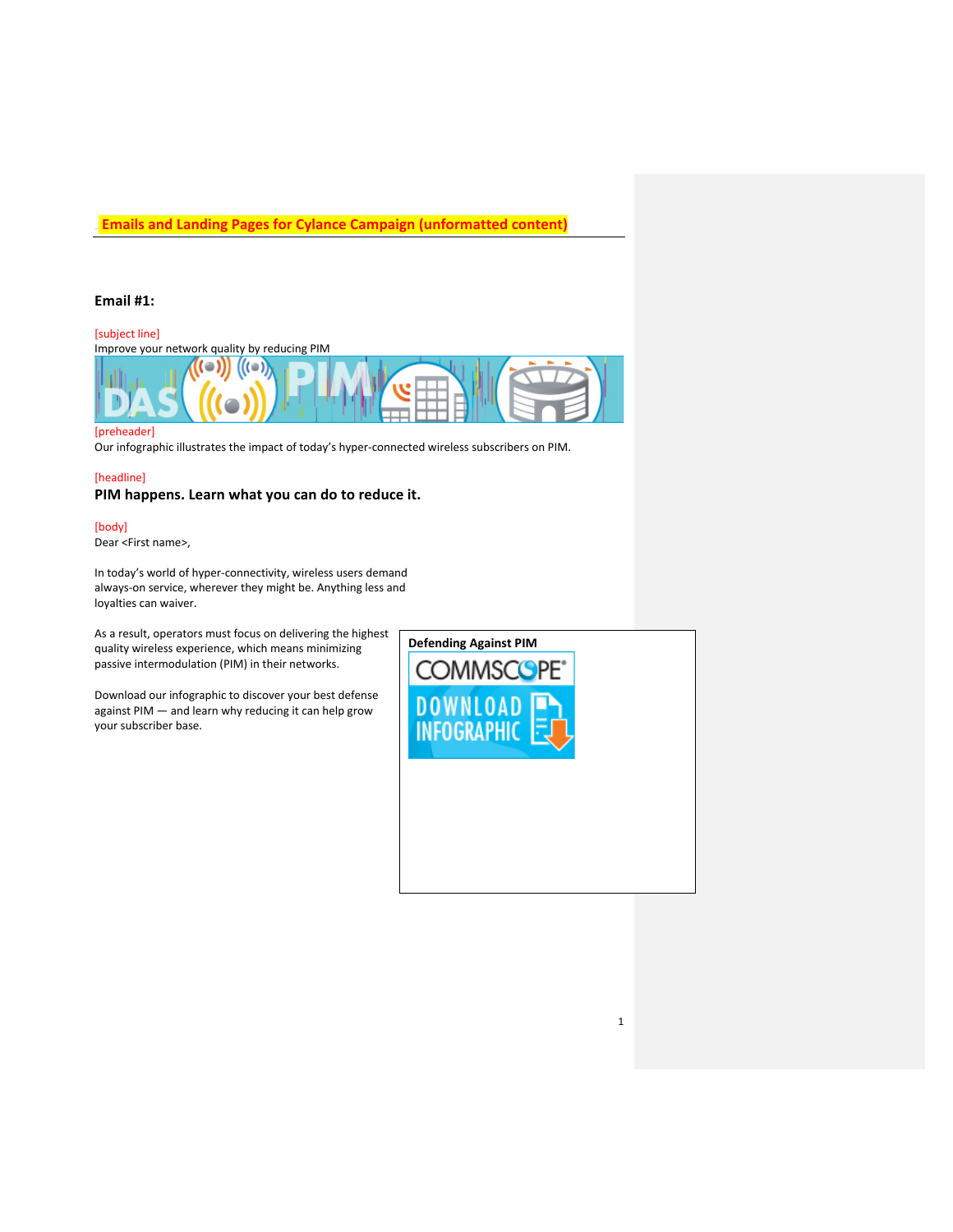# Emails and Landing Pages for Cylance Campaign (unformatted content)

## Email #1:

[subject line]
Improve your network quality by reducing PIM

[preheader]
Our infographic illustrates the impact of today's hyper-connected wireless subscribers on PIM.

[headline]
**PIM happens. Learn what you can do to reduce it.**

[body]
Dear <First name>,

In today's world of hyper-connectivity, wireless users demand always-on service, wherever they might be. Anything less and loyalties can waiver.

As a result, operators must focus on delivering the highest quality wireless experience, which means minimizing passive intermodulation (PIM) in their networks.

Download our infographic to discover your best defense against PIM — and learn why reducing it can help grow your subscriber base.

**Defending Against PIM**

COMMSCOPE®
DOWNLOAD INFOGRAPHIC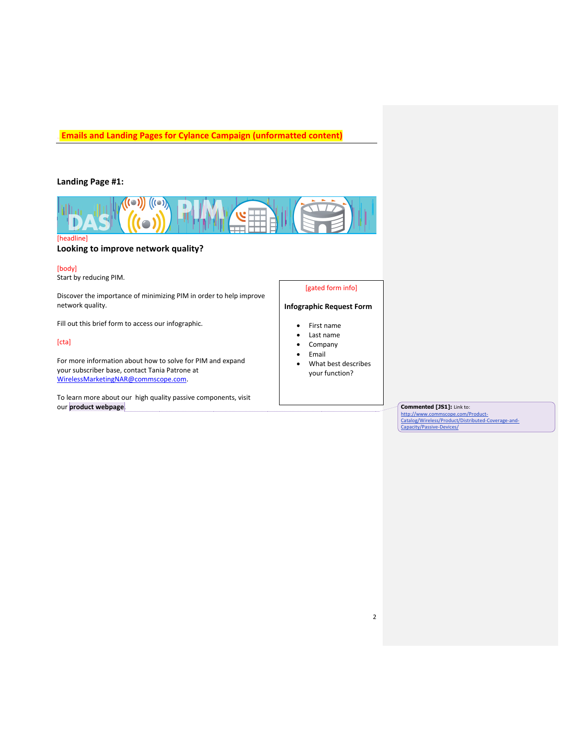**Emails and Landing Pages for Cylance Campaign (unformatted content)**

### Landing Page #1:

[headline]

**Looking to improve network quality?**

[body]

Start by reducing PIM.

Discover the importance of minimizing PIM in order to help improve network quality.

Fill out this brief form to access our infographic.

[cta]

For more information about how to solve for PIM and expand your subscriber base, contact Tania Patrone at WirelessMarketingNAR@commscope.com.

To learn more about our high quality passive components, visit our **product webpage**.

[gated form info]

**Infographic Request Form**

- First name
- Last name
- Company
- Email
- What best describes your function?

**Commented [JS1]:** Link to: http://www.commscope.com/Product-Catalog/Wireless/Product/Distributed-Coverage-and-Capacity/Passive-Devices/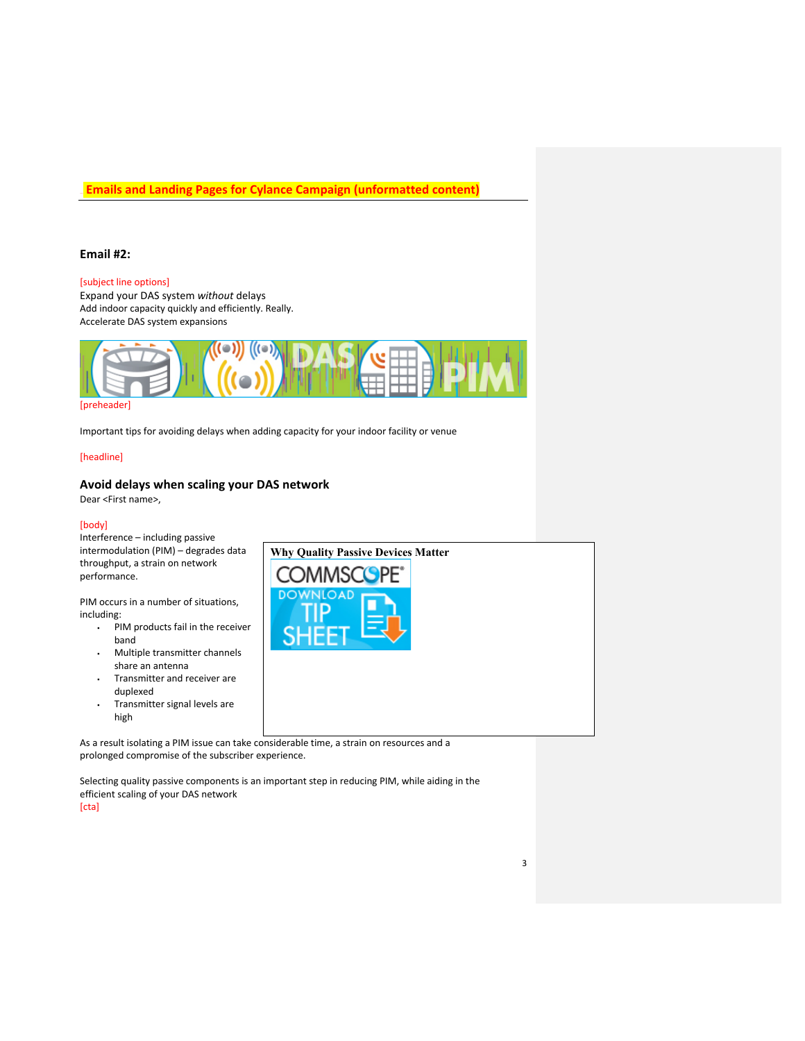**Emails and Landing Pages for Cylance Campaign (unformatted content)**

### Email #2:

[subject line options]
Expand your DAS system *without* delays
Add indoor capacity quickly and efficiently. Really.
Accelerate DAS system expansions

[preheader]

Important tips for avoiding delays when adding capacity for your indoor facility or venue

[headline]

### Avoid delays when scaling your DAS network

Dear <First name>,

[body]
Interference – including passive intermodulation (PIM) – degrades data throughput, a strain on network performance.

PIM occurs in a number of situations, including:

- PIM products fail in the receiver band
- Multiple transmitter channels share an antenna
- Transmitter and receiver are duplexed
- Transmitter signal levels are high

**Why Quality Passive Devices Matter**

As a result isolating a PIM issue can take considerable time, a strain on resources and a prolonged compromise of the subscriber experience.

Selecting quality passive components is an important step in reducing PIM, while aiding in the efficient scaling of your DAS network
[cta]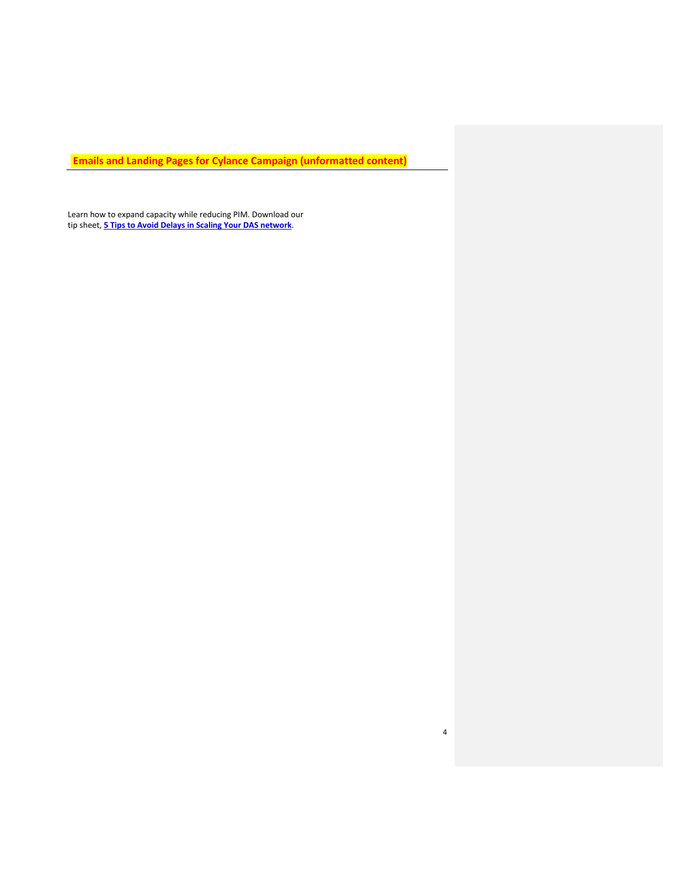## Emails and Landing Pages for Cylance Campaign (unformatted content)

Learn how to expand capacity while reducing PIM. Download our tip sheet, **5 Tips to Avoid Delays in Scaling Your DAS network**.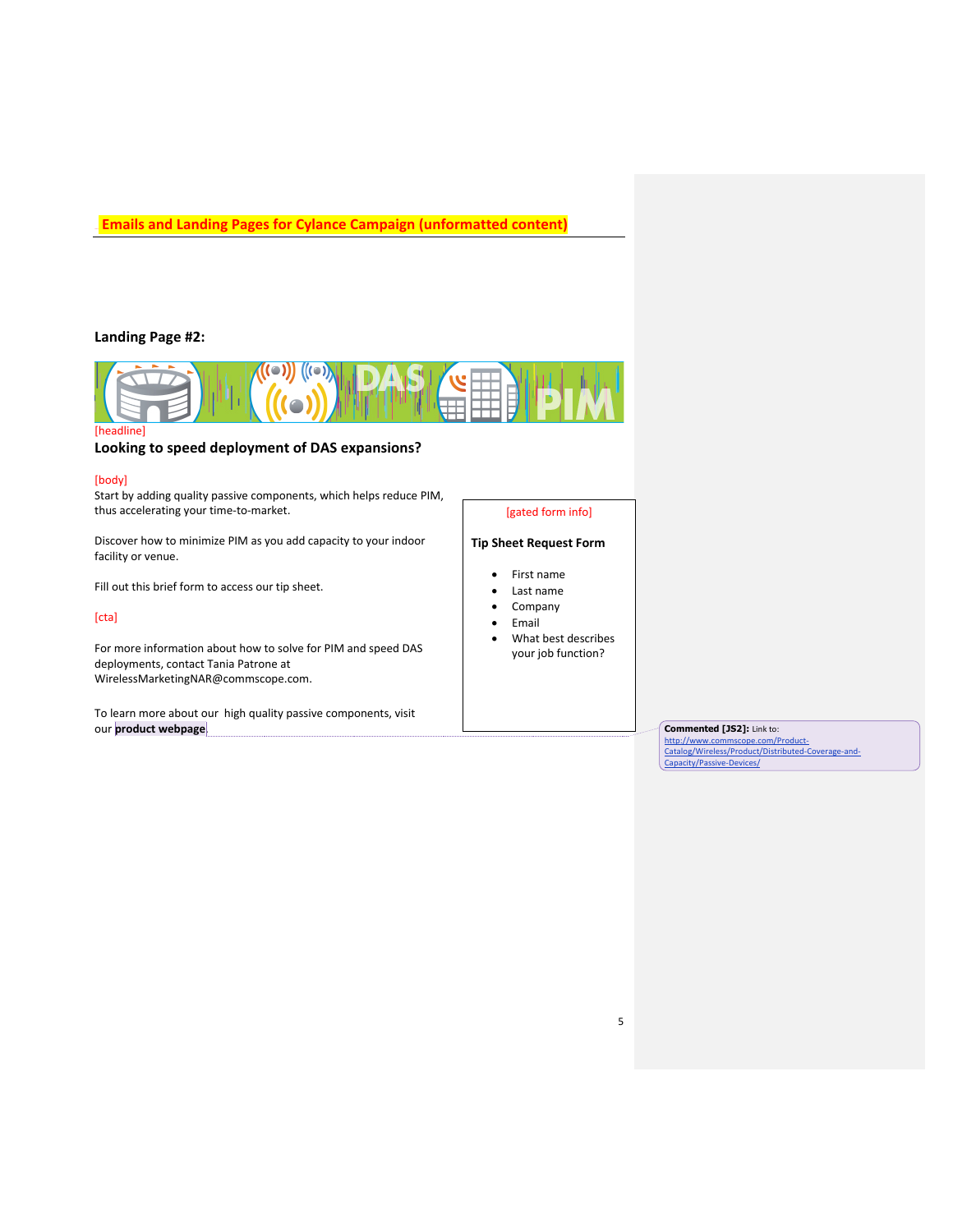**Emails and Landing Pages for Cylance Campaign (unformatted content)**

## Landing Page #2:

[headline]

### Looking to speed deployment of DAS expansions?

[body]

Start by adding quality passive components, which helps reduce PIM, thus accelerating your time-to-market.

Discover how to minimize PIM as you add capacity to your indoor facility or venue.

Fill out this brief form to access our tip sheet.

[cta]

For more information about how to solve for PIM and speed DAS deployments, contact Tania Patrone at WirelessMarketingNAR@commscope.com.

To learn more about our high quality passive components, visit our **product webpage**

[gated form info]

**Tip Sheet Request Form**

- First name
- Last name
- Company
- Email
- What best describes your job function?

**Commented [JS2]:** Link to: http://www.commscope.com/Product-Catalog/Wireless/Product/Distributed-Coverage-and-Capacity/Passive-Devices/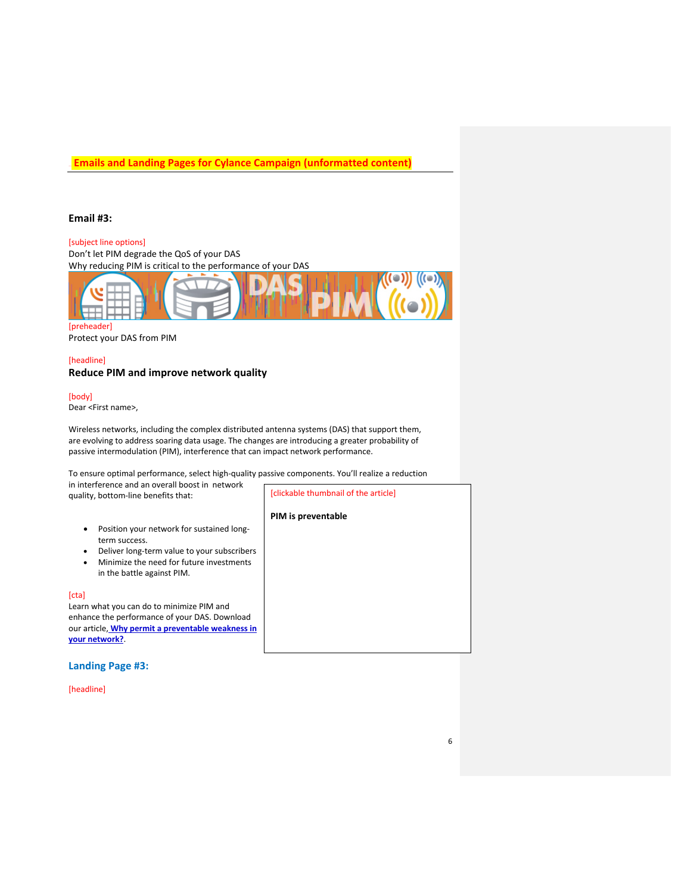**Emails and Landing Pages for Cylance Campaign (unformatted content)**

### Email #3:

[subject line options]
Don't let PIM degrade the QoS of your DAS
Why reducing PIM is critical to the performance of your DAS

[preheader]
Protect your DAS from PIM

[headline]
**Reduce PIM and improve network quality**

[body]
Dear <First name>,

Wireless networks, including the complex distributed antenna systems (DAS) that support them, are evolving to address soaring data usage. The changes are introducing a greater probability of passive intermodulation (PIM), interference that can impact network performance.

To ensure optimal performance, select high-quality passive components. You'll realize a reduction in interference and an overall boost in network quality, bottom-line benefits that:

- Position your network for sustained long-term success.
- Deliver long-term value to your subscribers
- Minimize the need for future investments in the battle against PIM.

[cta]
Learn what you can do to minimize PIM and enhance the performance of your DAS. Download our article, **Why permit a preventable weakness in your network?**.

[clickable thumbnail of the article]

**PIM is preventable**

### Landing Page #3:

[headline]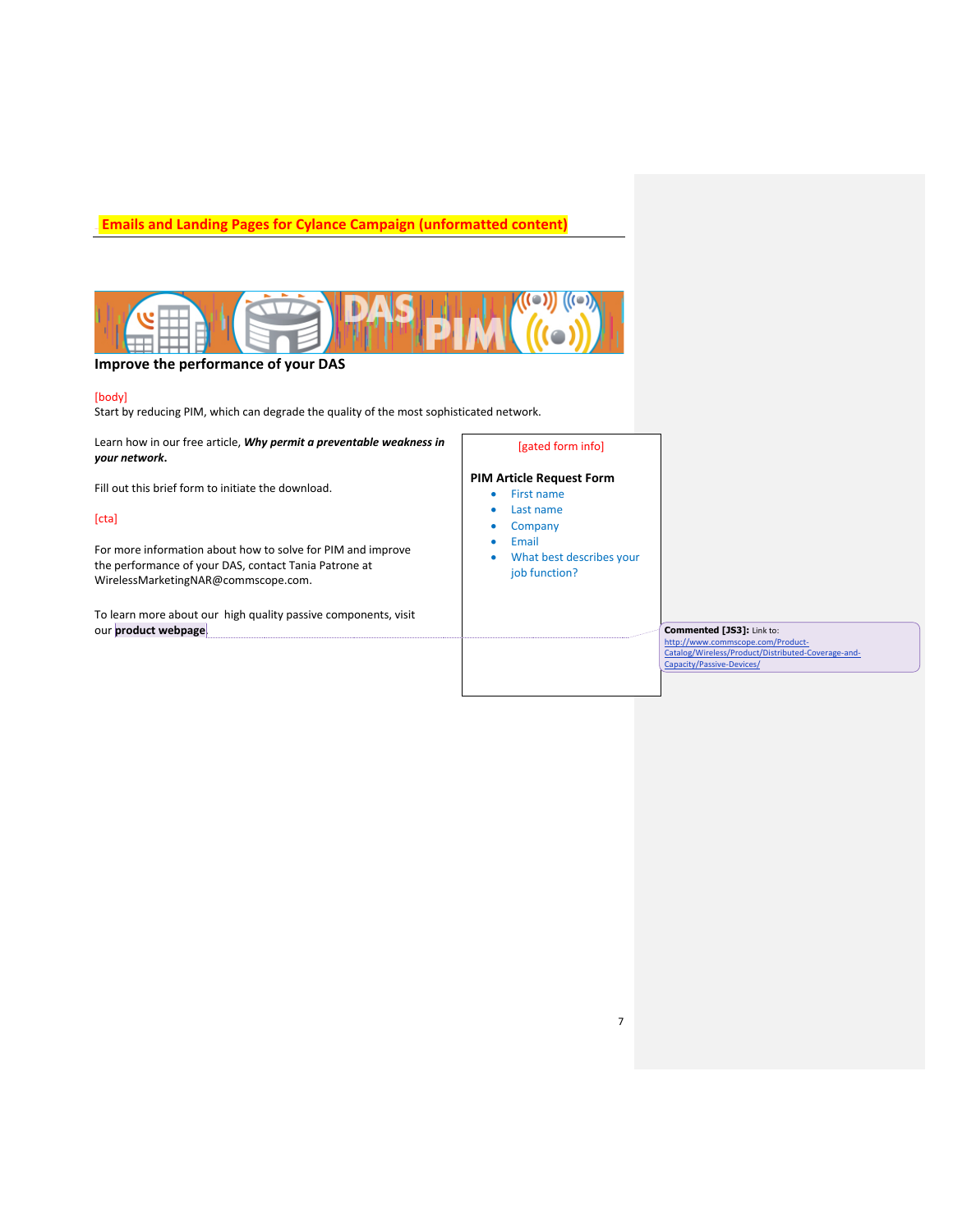**Emails and Landing Pages for Cylance Campaign (unformatted content)**

## Improve the performance of your DAS

[body]

Start by reducing PIM, which can degrade the quality of the most sophisticated network.

Learn how in our free article, ***Why permit a preventable weakness in your network.***

Fill out this brief form to initiate the download.

[cta]

For more information about how to solve for PIM and improve the performance of your DAS, contact Tania Patrone at WirelessMarketingNAR@commscope.com.

To learn more about our high quality passive components, visit our **product webpage**

[gated form info]

**PIM Article Request Form**

- First name
- Last name
- Company
- Email
- What best describes your job function?

**Commented [JS3]:** Link to: http://www.commscope.com/Product-Catalog/Wireless/Product/Distributed-Coverage-and-Capacity/Passive-Devices/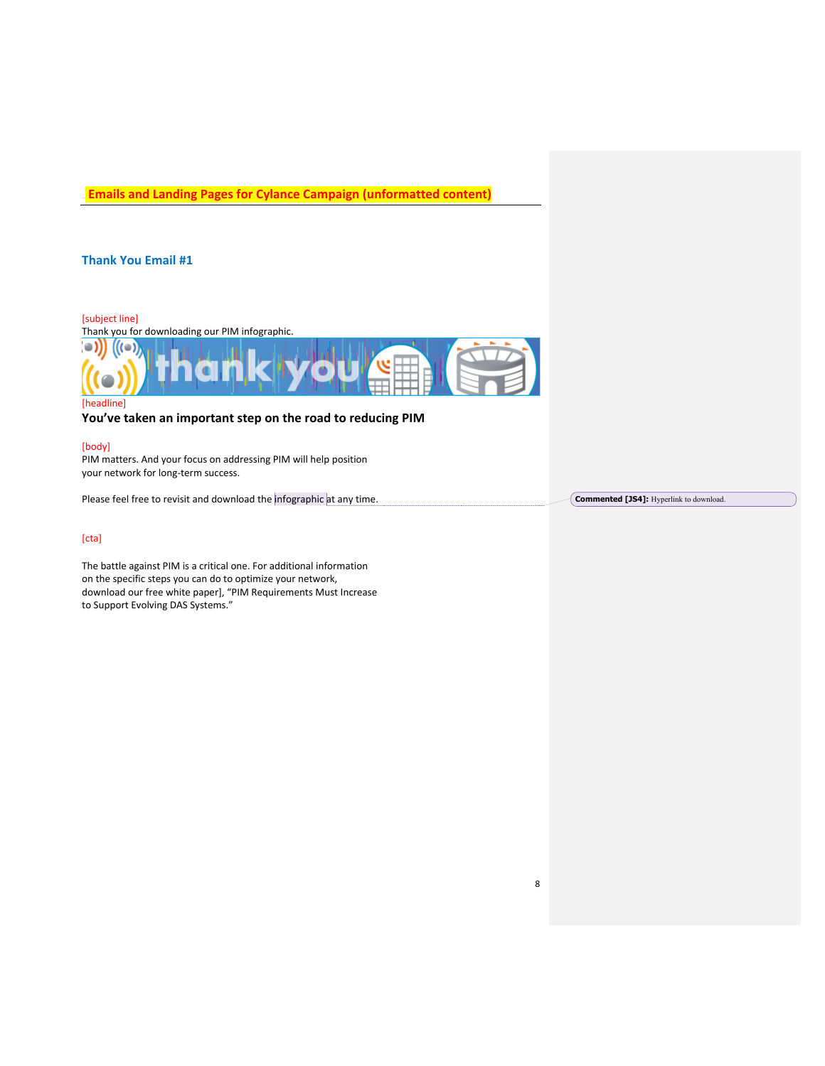**Emails and Landing Pages for Cylance Campaign (unformatted content)**

## Thank You Email #1

[subject line]
Thank you for downloading our PIM infographic.

[headline]

**You've taken an important step on the road to reducing PIM**

[body]
PIM matters. And your focus on addressing PIM will help position your network for long-term success.

Please feel free to revisit and download the infographic at any time.

**Commented [JS4]:** Hyperlink to download.

[cta]

The battle against PIM is a critical one. For additional information on the specific steps you can do to optimize your network, download our free white paper], "PIM Requirements Must Increase to Support Evolving DAS Systems."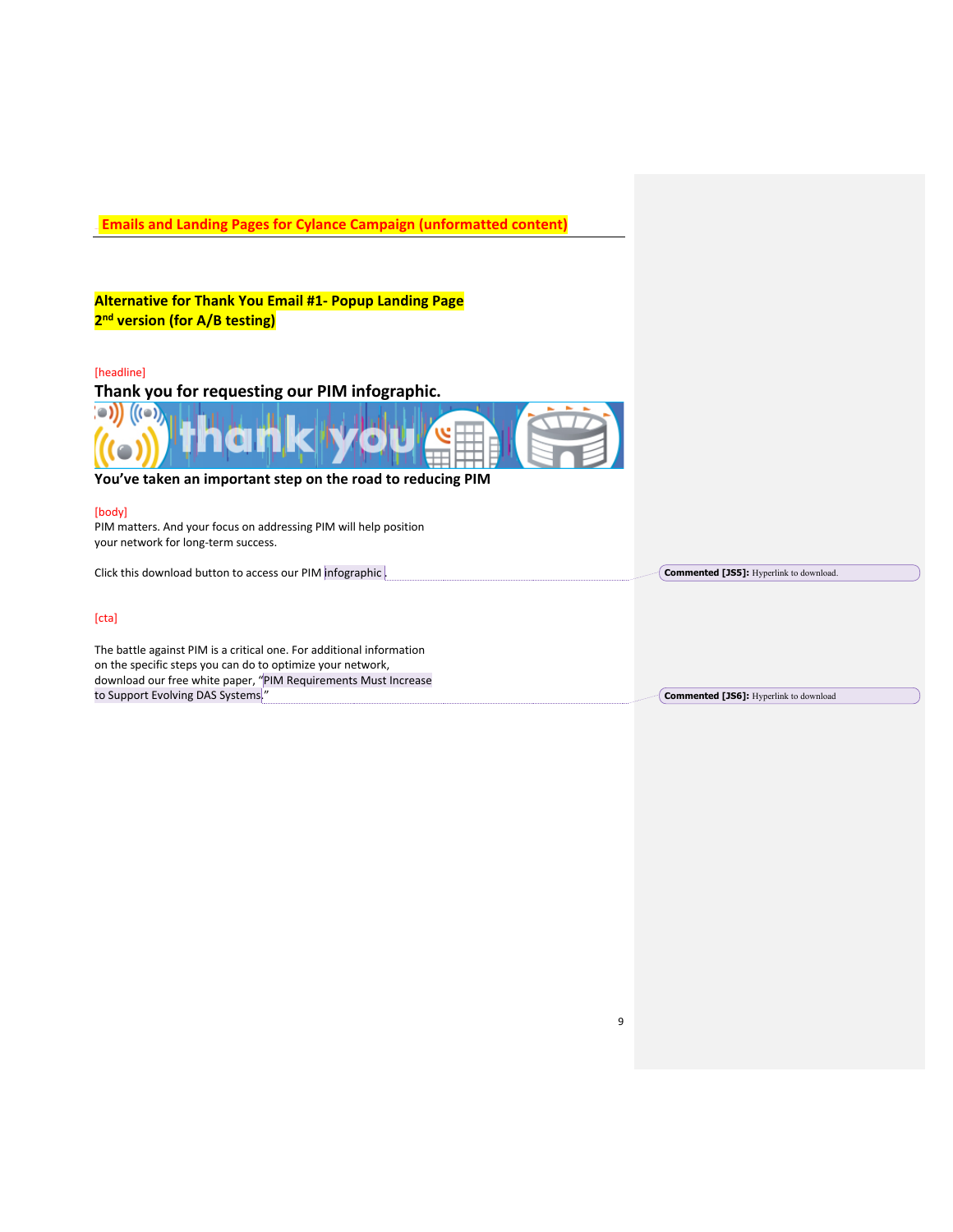**Emails and Landing Pages for Cylance Campaign (unformatted content)**

---

**Alternative for Thank You Email #1- Popup Landing Page**
**2nd version (for A/B testing)**

[headline]

**Thank you for requesting our PIM infographic.**

**You've taken an important step on the road to reducing PIM**

[body]

PIM matters. And your focus on addressing PIM will help position your network for long-term success.

Click this download button to access our PIM infographic.

[cta]

The battle against PIM is a critical one. For additional information on the specific steps you can do to optimize your network, download our free white paper, "PIM Requirements Must Increase to Support Evolving DAS Systems."

**Commented [JS5]:** Hyperlink to download.

**Commented [JS6]:** Hyperlink to download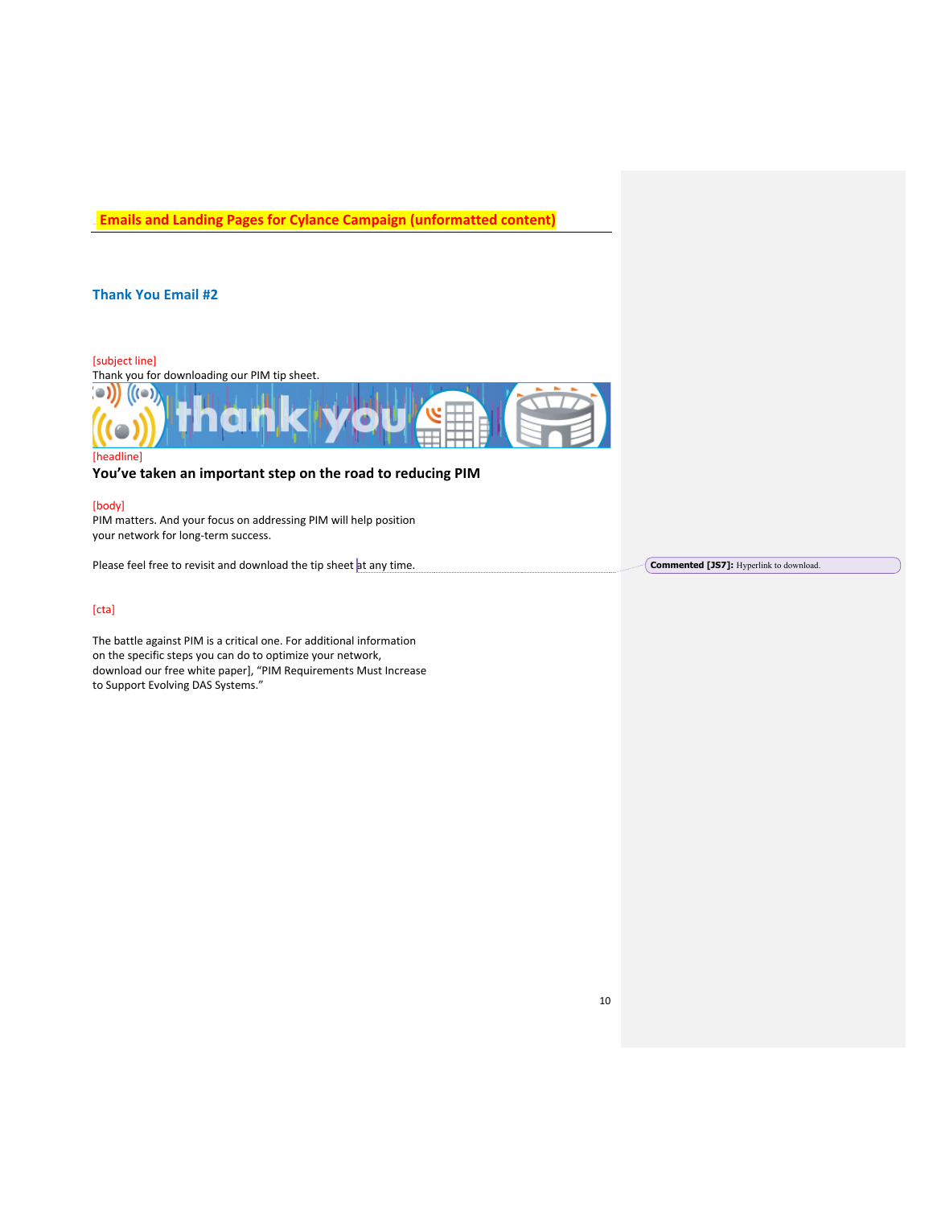# Emails and Landing Pages for Cylance Campaign (unformatted content)

## Thank You Email #2

[subject line]
Thank you for downloading our PIM tip sheet.

[headline]
**You've taken an important step on the road to reducing PIM**

[body]
PIM matters. And your focus on addressing PIM will help position your network for long-term success.

Please feel free to revisit and download the tip sheet at any time.

**Commented [JS7]:** Hyperlink to download.

[cta]

The battle against PIM is a critical one. For additional information on the specific steps you can do to optimize your network, download our free white paper], "PIM Requirements Must Increase to Support Evolving DAS Systems."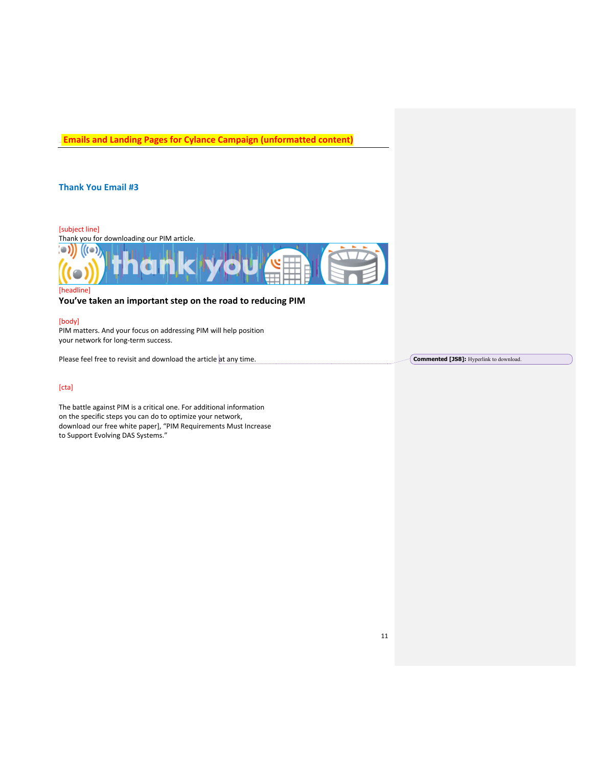**Emails and Landing Pages for Cylance Campaign (unformatted content)**

## Thank You Email #3

[subject line]
Thank you for downloading our PIM article.

[headline]

### You've taken an important step on the road to reducing PIM

[body]
PIM matters. And your focus on addressing PIM will help position your network for long-term success.

Please feel free to revisit and download the article at any time.

**Commented [JS8]:** Hyperlink to download.

[cta]

The battle against PIM is a critical one. For additional information on the specific steps you can do to optimize your network, download our free white paper], "PIM Requirements Must Increase to Support Evolving DAS Systems."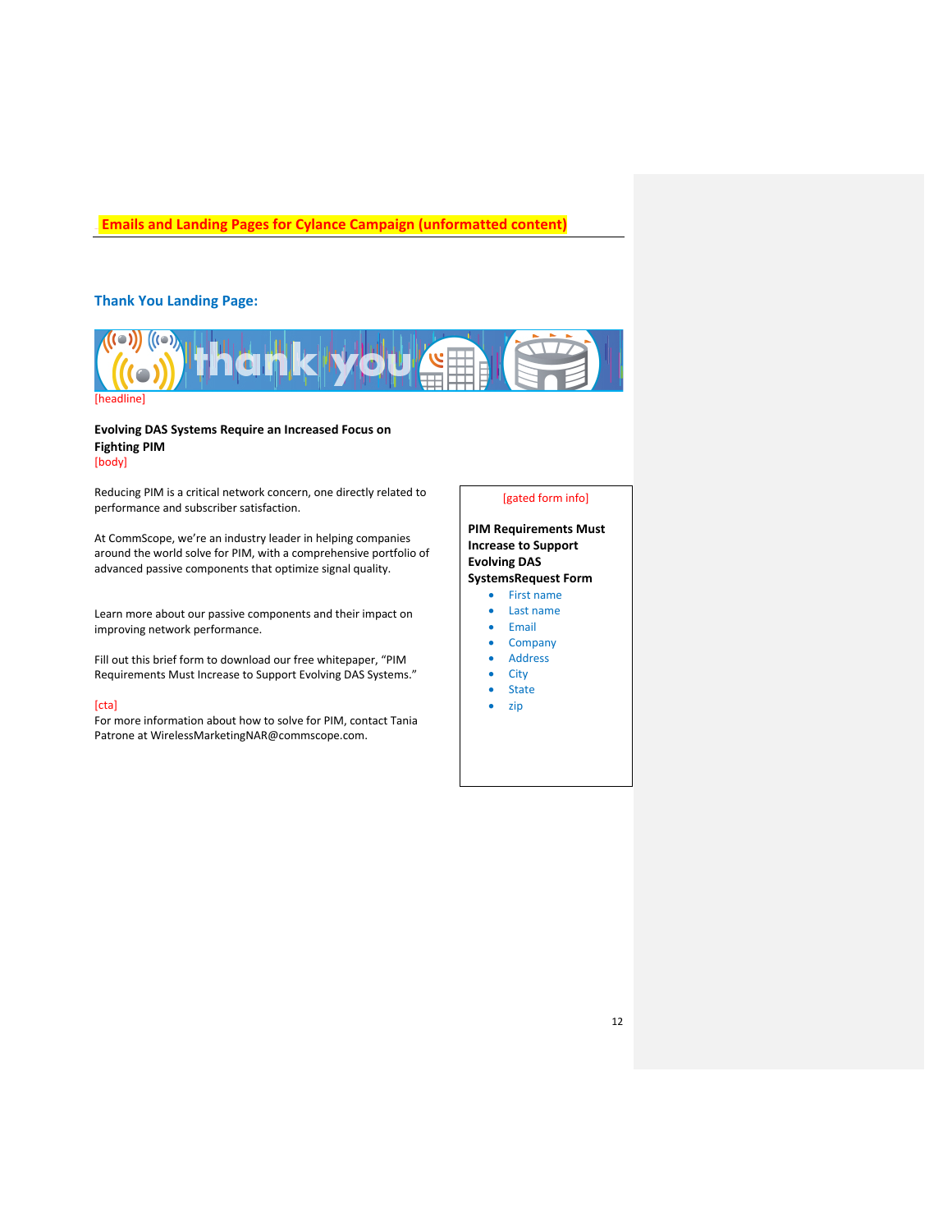# Emails and Landing Pages for Cylance Campaign (unformatted content)

## Thank You Landing Page:

[headline]

**Evolving DAS Systems Require an Increased Focus on Fighting PIM**

[body]

Reducing PIM is a critical network concern, one directly related to performance and subscriber satisfaction.

At CommScope, we're an industry leader in helping companies around the world solve for PIM, with a comprehensive portfolio of advanced passive components that optimize signal quality.

Learn more about our passive components and their impact on improving network performance.

Fill out this brief form to download our free whitepaper, "PIM Requirements Must Increase to Support Evolving DAS Systems."

[cta]

For more information about how to solve for PIM, contact Tania Patrone at WirelessMarketingNAR@commscope.com.

[gated form info]

**PIM Requirements Must Increase to Support Evolving DAS SystemsRequest Form**

- First name
- Last name
- Email
- Company
- Address
- City
- State
- zip